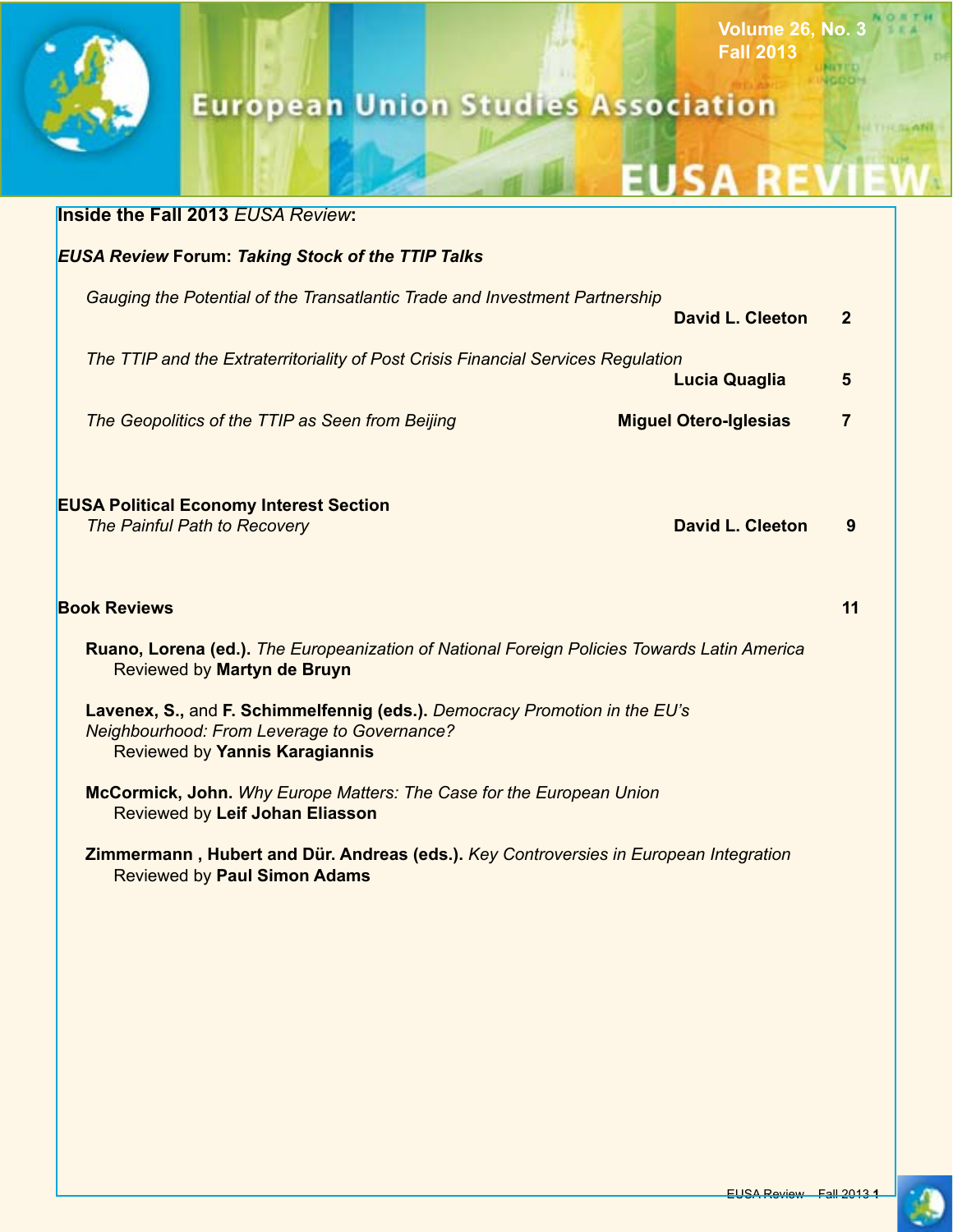# European Union Studies Association

# EUSA REVIEW

Volume 26, No. 3
Fall 2013

## Inside the Fall 2013 *EUSA Review*:

### *EUSA Review* Forum: *Taking Stock of the TTIP Talks*

*Gauging the Potential of the Transatlantic Trade and Investment Partnership* — **David L. Cleeton** 2

*The TTIP and the Extraterritoriality of Post Crisis Financial Services Regulation* — **Lucia Quaglia** 5

*The Geopolitics of the TTIP as Seen from Beijing* — **Miguel Otero-Iglesias** 7

### EUSA Political Economy Interest Section

*The Painful Path to Recovery* — **David L. Cleeton** 9

### Book Reviews 11

**Ruano, Lorena (ed.).** *The Europeanization of National Foreign Policies Towards Latin America*
Reviewed by **Martyn de Bruyn**

**Lavenex, S.,** and **F. Schimmelfennig (eds.).** *Democracy Promotion in the EU's Neighbourhood: From Leverage to Governance?*
Reviewed by **Yannis Karagiannis**

**McCormick, John.** *Why Europe Matters: The Case for the European Union*
Reviewed by **Leif Johan Eliasson**

**Zimmermann , Hubert and Dür. Andreas (eds.).** *Key Controversies in European Integration*
Reviewed by **Paul Simon Adams**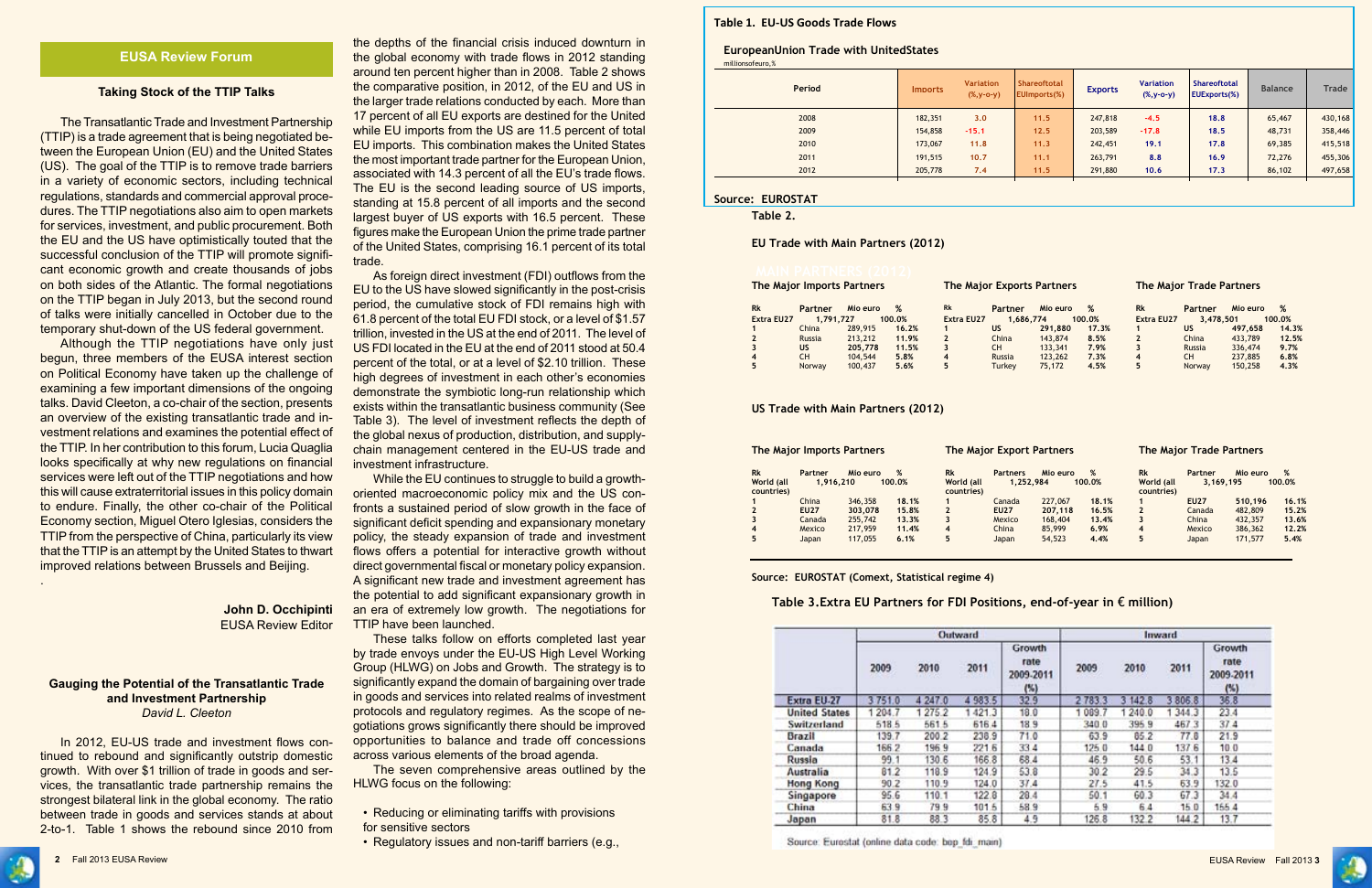## EUSA Review Forum

### Taking Stock of the TTIP Talks

The Transatlantic Trade and Investment Partnership (TTIP) is a trade agreement that is being negotiated between the European Union (EU) and the United States (US). The goal of the TTIP is to remove trade barriers in a variety of economic sectors, including technical regulations, standards and commercial approval procedures. The TTIP negotiations also aim to open markets for services, investment, and public procurement. Both the EU and the US have optimistically touted that the successful conclusion of the TTIP will promote significant economic growth and create thousands of jobs on both sides of the Atlantic. The formal negotiations on the TTIP began in July 2013, but the second round of talks were initially cancelled in October due to the temporary shut-down of the US federal government.

Although the TTIP negotiations have only just begun, three members of the EUSA interest section on Political Economy have taken up the challenge of examining a few important dimensions of the ongoing talks. David Cleeton, a co-chair of the section, presents an overview of the existing transatlantic trade and investment relations and examines the potential effect of the TTIP. In her contribution to this forum, Lucia Quaglia looks specifically at why new regulations on financial services were left out of the TTIP negotiations and how this will cause extraterritorial issues in this policy domain to endure. Finally, the other co-chair of the Political Economy section, Miguel Otero Iglesias, considers the TTIP from the perspective of China, particularly its view that the TTIP is an attempt by the United States to thwart improved relations between Brussels and Beijing.

**John D. Occhipinti**
EUSA Review Editor

### Gauging the Potential of the Transatlantic Trade and Investment Partnership

*David L. Cleeton*

In 2012, EU-US trade and investment flows continued to rebound and significantly outstrip domestic growth. With over $1 trillion of trade in goods and services, the transatlantic trade partnership remains the strongest bilateral link in the global economy. The ratio between trade in goods and services stands at about 2-to-1. Table 1 shows the rebound since 2010 from the depths of the financial crisis induced downturn in the global economy with trade flows in 2012 standing around ten percent higher than in 2008. Table 2 shows the comparative position, in 2012, of the EU and US in the larger trade relations conducted by each. More than 17 percent of all EU exports are destined for the United while EU imports from the US are 11.5 percent of total EU imports. This combination makes the United States the most important trade partner for the European Union, associated with 14.3 percent of all the EU's trade flows. The EU is the second leading source of US imports, standing at 15.8 percent of all imports and the second largest buyer of US exports with 16.5 percent. These figures make the European Union the prime trade partner of the United States, comprising 16.1 percent of its total trade.

As foreign direct investment (FDI) outflows from the EU to the US have slowed significantly in the post-crisis period, the cumulative stock of FDI remains high with 61.8 percent of the total EU FDI stock, or a level of $1.57 trillion, invested in the US at the end of 2011. The level of US FDI located in the EU at the end of 2011 stood at 50.4 percent of the total, or at a level of $2.10 trillion. These high degrees of investment in each other's economies demonstrate the symbiotic long-run relationship which exists within the transatlantic business community (See Table 3). The level of investment reflects the depth of the global nexus of production, distribution, and supply-chain management centered in the EU-US trade and investment infrastructure.

While the EU continues to struggle to build a growth-oriented macroeconomic policy mix and the US confronts a sustained period of slow growth in the face of significant deficit spending and expansionary monetary policy, the steady expansion of trade and investment flows offers a potential for interactive growth without direct governmental fiscal or monetary policy expansion. A significant new trade and investment agreement has the potential to add significant expansionary growth in an era of extremely low growth. The negotiations for TTIP have been launched.

These talks follow on efforts completed last year by trade envoys under the EU-US High Level Working Group (HLWG) on Jobs and Growth. The strategy is to significantly expand the domain of bargaining over trade in goods and services into related realms of investment protocols and regulatory regimes. As the scope of negotiations grows significantly there should be improved opportunities to balance and trade off concessions across various elements of the broad agenda.

The seven comprehensive areas outlined by the HLWG focus on the following:

- Reducing or eliminating tariffs with provisions for sensitive sectors
- Regulatory issues and non-tariff barriers (e.g.,

**Table 1. EU-US Goods Trade Flows**

EuropeanUnion Trade with UnitedStates
millionsofeuro,%

| Period | Imports | Variation (%,y-o-y) | Shareoftotal EUImports(%) | Exports | Variation (%,y-o-y) | Shareoftotal EUExports(%) | Balance | Trade |
|---|---|---|---|---|---|---|---|---|
| 2008 | 182,351 | 3.0 | 11.5 | 247,818 | -4.5 | 18.8 | 65,467 | 430,168 |
| 2009 | 154,858 | -15.1 | 12.5 | 203,589 | -17.8 | 18.5 | 48,731 | 358,446 |
| 2010 | 173,067 | 11.8 | 11.3 | 242,451 | 19.1 | 17.8 | 69,385 | 415,518 |
| 2011 | 191,515 | 10.7 | 11.1 | 263,791 | 8.8 | 16.9 | 72,276 | 455,306 |
| 2012 | 205,778 | 7.4 | 11.5 | 291,880 | 10.6 | 17.3 | 86,102 | 497,658 |

Source: EUROSTAT

**Table 2.**

**EU Trade with Main Partners (2012)**

The Major Imports Partners

| Rk | Partner | Mio euro | % |
|---|---|---|---|
| Extra EU27 | | 1,791,727 | 100.0% |
| 1 | China | 289,915 | 16.2% |
| 2 | Russia | 213,212 | 11.9% |
| 3 | US | 205,778 | 11.5% |
| 4 | CH | 104,544 | 5.8% |
| 5 | Norway | 100,437 | 5.6% |

The Major Exports Partners

| Rk | Partner | Mio euro | % |
|---|---|---|---|
| Extra EU27 | | 1,686,774 | 100.0% |
| 1 | US | 291,880 | 17.3% |
| 2 | China | 143,874 | 8.5% |
| 3 | CH | 133,341 | 7.9% |
| 4 | Russia | 123,262 | 7.3% |
| 5 | Turkey | 75,172 | 4.5% |

The Major Trade Partners

| Rk | Partner | Mio euro | % |
|---|---|---|---|
| Extra EU27 | | 3,478,501 | 100.0% |
| 1 | US | 497,658 | 14.3% |
| 2 | China | 433,789 | 12.5% |
| 3 | Russia | 336,474 | 9.7% |
| 4 | CH | 237,885 | 6.8% |
| 5 | Norway | 150,258 | 4.3% |

**US Trade with Main Partners (2012)**

The Major Imports Partners

| Rk | Partner | Mio euro | % |
|---|---|---|---|
| World (all countries) | | 1,916,210 | 100.0% |
| 1 | China | 346,358 | 18.1% |
| 2 | EU27 | 303,078 | 15.8% |
| 3 | Canada | 255,742 | 13.3% |
| 4 | Mexico | 217,959 | 11.4% |
| 5 | Japan | 117,055 | 6.1% |

The Major Export Partners

| Rk | Partners | Mio euro | % |
|---|---|---|---|
| World (all countries) | | 1,252,984 | 100.0% |
| 1 | Canada | 227,067 | 18.1% |
| 2 | EU27 | 207,118 | 16.5% |
| 3 | Mexico | 168,404 | 13.4% |
| 4 | China | 85,999 | 6.9% |
| 5 | Japan | 54,523 | 4.4% |

The Major Trade Partners

| Rk | Partner | Mio euro | % |
|---|---|---|---|
| World (all countries) | | 3,169,195 | 100.0% |
| 1 | EU27 | 510,196 | 16.1% |
| 2 | Canada | 482,809 | 15.2% |
| 3 | China | 432,357 | 13.6% |
| 4 | Mexico | 386,362 | 12.2% |
| 5 | Japan | 171,577 | 5.4% |

Source: EUROSTAT (Comext, Statistical regime 4)

**Table 3.Extra EU Partners for FDI Positions, end-of-year in € million)**

| | Outward | | | | Inward | | | |
|---|---|---|---|---|---|---|---|---|
| | 2009 | 2010 | 2011 | Growth rate 2009-2011 (%) | 2009 | 2010 | 2011 | Growth rate 2009-2011 (%) |
| Extra EU-27 | 3 751.0 | 4 247.0 | 4 983.5 | 32.9 | 2 783.3 | 3 142.8 | 3 806.8 | 36.8 |
| United States | 1 204.7 | 1 275.2 | 1 421.3 | 18.0 | 1 089.7 | 1 240.0 | 1 344.3 | 23.4 |
| Switzerland | 518.5 | 561.5 | 616.4 | 18.9 | 340.0 | 395.9 | 467.3 | 37.4 |
| Brazil | 139.7 | 200.2 | 238.9 | 71.0 | 63.9 | 85.2 | 77.0 | 21.9 |
| Canada | 166.2 | 196.9 | 221.6 | 33.4 | 125.0 | 144.0 | 137.6 | 10.0 |
| Russia | 99.1 | 130.6 | 166.8 | 68.4 | 46.9 | 50.6 | 53.1 | 13.4 |
| Australia | 81.2 | 118.9 | 124.9 | 53.8 | 30.2 | 29.5 | 34.3 | 13.5 |
| Hong Kong | 90.2 | 110.9 | 124.0 | 37.4 | 27.5 | 41.5 | 63.9 | 132.0 |
| Singapore | 95.6 | 110.1 | 122.8 | 28.4 | 50.1 | 60.3 | 67.3 | 34.4 |
| China | 63.9 | 79.9 | 101.5 | 58.9 | 5.9 | 6.4 | 15.0 | 155.4 |
| Japan | 81.8 | 88.3 | 85.8 | 4.9 | 126.8 | 132.2 | 144.2 | 13.7 |

Source: Eurostat (online data code: bop_fdi_main)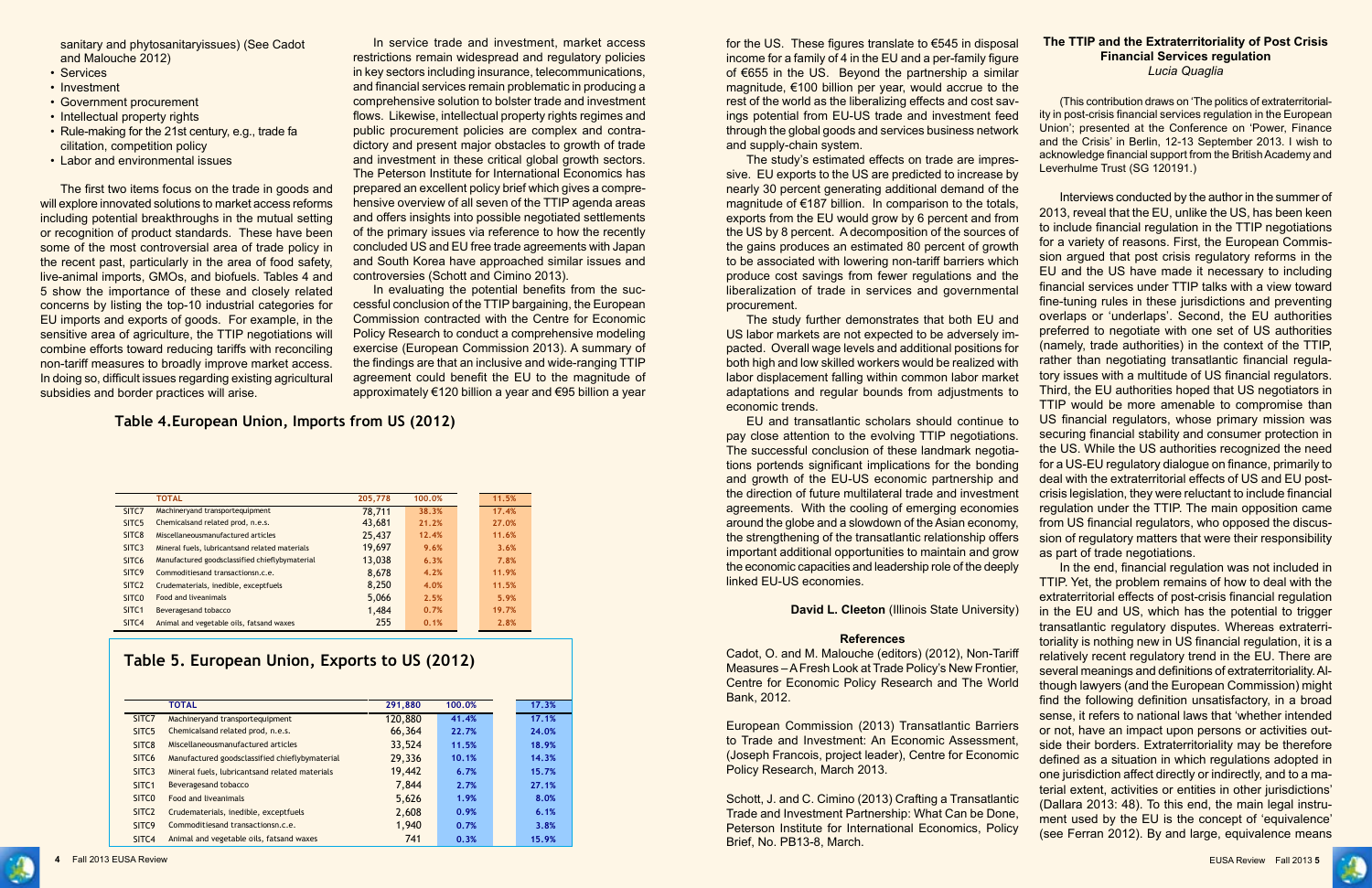sanitary and phytosanitaryissues) (See Cadot and Malouche 2012)

- Services
- Investment
- Government procurement
- Intellectual property rights
- Rule-making for the 21st century, e.g., trade fa cilitation, competition policy
- Labor and environmental issues

The first two items focus on the trade in goods and will explore innovated solutions to market access reforms including potential breakthroughs in the mutual setting or recognition of product standards. These have been some of the most controversial area of trade policy in the recent past, particularly in the area of food safety, live-animal imports, GMOs, and biofuels. Tables 4 and 5 show the importance of these and closely related concerns by listing the top-10 industrial categories for EU imports and exports of goods. For example, in the sensitive area of agriculture, the TTIP negotiations will combine efforts toward reducing tariffs with reconciling non-tariff measures to broadly improve market access. In doing so, difficult issues regarding existing agricultural subsidies and border practices will arise.

In service trade and investment, market access restrictions remain widespread and regulatory policies in key sectors including insurance, telecommunications, and financial services remain problematic in producing a comprehensive solution to bolster trade and investment flows. Likewise, intellectual property rights regimes and public procurement policies are complex and contradictory and present major obstacles to growth of trade and investment in these critical global growth sectors. The Peterson Institute for International Economics has prepared an excellent policy brief which gives a comprehensive overview of all seven of the TTIP agenda areas and offers insights into possible negotiated settlements of the primary issues via reference to how the recently concluded US and EU free trade agreements with Japan and South Korea have approached similar issues and controversies (Schott and Cimino 2013).

In evaluating the potential benefits from the successful conclusion of the TTIP bargaining, the European Commission contracted with the Centre for Economic Policy Research to conduct a comprehensive modeling exercise (European Commission 2013). A summary of the findings are that an inclusive and wide-ranging TTIP agreement could benefit the EU to the magnitude of approximately €120 billion a year and €95 billion a year for the US. These figures translate to €545 in disposal income for a family of 4 in the EU and a per-family figure of €655 in the US. Beyond the partnership a similar magnitude, €100 billion per year, would accrue to the rest of the world as the liberalizing effects and cost savings potential from EU-US trade and investment feed through the global goods and services business network and supply-chain system.

The study's estimated effects on trade are impressive. EU exports to the US are predicted to increase by nearly 30 percent generating additional demand of the magnitude of €187 billion. In comparison to the totals, exports from the EU would grow by 6 percent and from the US by 8 percent. A decomposition of the sources of the gains produces an estimated 80 percent of growth to be associated with lowering non-tariff barriers which produce cost savings from fewer regulations and the liberalization of trade in services and governmental procurement.

The study further demonstrates that both EU and US labor markets are not expected to be adversely impacted. Overall wage levels and additional positions for both high and low skilled workers would be realized with labor displacement falling within common labor market adaptations and regular bounds from adjustments to economic trends.

EU and transatlantic scholars should continue to pay close attention to the evolving TTIP negotiations. The successful conclusion of these landmark negotiations portends significant implications for the bonding and growth of the EU-US economic partnership and the direction of future multilateral trade and investment agreements. With the cooling of emerging economies around the globe and a slowdown of the Asian economy, the strengthening of the transatlantic relationship offers important additional opportunities to maintain and grow the economic capacities and leadership role of the deeply linked EU-US economies.

**David L. Cleeton** (Illinois State University)

### References

Cadot, O. and M. Malouche (editors) (2012), Non-Tariff Measures – A Fresh Look at Trade Policy's New Frontier, Centre for Economic Policy Research and The World Bank, 2012.

European Commission (2013) Transatlantic Barriers to Trade and Investment: An Economic Assessment, (Joseph Francois, project leader), Centre for Economic Policy Research, March 2013.

Schott, J. and C. Cimino (2013) Crafting a Transatlantic Trade and Investment Partnership: What Can be Done, Peterson Institute for International Economics, Policy Brief, No. PB13-8, March.

### Table 4.European Union, Imports from US (2012)

| | TOTAL | 205,778 | 100.0% | 11.5% |
|---|---|---|---|---|
| SITC7 | Machineryand transportequipment | 78,711 | 38.3% | 17.4% |
| SITC5 | Chemicalsand related prod, n.e.s. | 43,681 | 21.2% | 27.0% |
| SITC8 | Miscellaneousmanufactured articles | 25,437 | 12.4% | 11.6% |
| SITC3 | Mineral fuels, lubricantsand related materials | 19,697 | 9.6% | 3.6% |
| SITC6 | Manufactured goodsclassified chieflybymaterial | 13,038 | 6.3% | 7.8% |
| SITC9 | Commoditiesand transactionsn.c.e. | 8,678 | 4.2% | 11.9% |
| SITC2 | Crudematerials, inedible, exceptfuels | 8,250 | 4.0% | 11.5% |
| SITC0 | Food and liveanimals | 5,066 | 2.5% | 5.9% |
| SITC1 | Beveragesand tobacco | 1,484 | 0.7% | 19.7% |
| SITC4 | Animal and vegetable oils, fatsand waxes | 255 | 0.1% | 2.8% |

### Table 5. European Union, Exports to US (2012)

| | TOTAL | 291,880 | 100.0% | 17.3% |
|---|---|---|---|---|
| SITC7 | Machineryand transportequipment | 120,880 | 41.4% | 17.1% |
| SITC5 | Chemicalsand related prod, n.e.s. | 66,364 | 22.7% | 24.0% |
| SITC8 | Miscellaneousmanufactured articles | 33,524 | 11.5% | 18.9% |
| SITC6 | Manufactured goodsclassified chieflybymaterial | 29,336 | 10.1% | 14.3% |
| SITC3 | Mineral fuels, lubricantsand related materials | 19,442 | 6.7% | 15.7% |
| SITC1 | Beveragesand tobacco | 7,844 | 2.7% | 27.1% |
| SITC0 | Food and liveanimals | 5,626 | 1.9% | 8.0% |
| SITC2 | Crudematerials, inedible, exceptfuels | 2,608 | 0.9% | 6.1% |
| SITC9 | Commoditiesand transactionsn.c.e. | 1,940 | 0.7% | 3.8% |
| SITC4 | Animal and vegetable oils, fatsand waxes | 741 | 0.3% | 15.9% |

## The TTIP and the Extraterritoriality of Post Crisis Financial Services regulation

*Lucia Quaglia*

(This contribution draws on 'The politics of extraterritoriality in post-crisis financial services regulation in the European Union'; presented at the Conference on 'Power, Finance and the Crisis' in Berlin, 12-13 September 2013. I wish to acknowledge financial support from the British Academy and Leverhulme Trust (SG 120191.)

Interviews conducted by the author in the summer of 2013, reveal that the EU, unlike the US, has been keen to include financial regulation in the TTIP negotiations for a variety of reasons. First, the European Commission argued that post crisis regulatory reforms in the EU and the US have made it necessary to including financial services under TTIP talks with a view toward fine-tuning rules in these jurisdictions and preventing overlaps or 'underlaps'. Second, the EU authorities preferred to negotiate with one set of US authorities (namely, trade authorities) in the context of the TTIP, rather than negotiating transatlantic financial regulatory issues with a multitude of US financial regulators. Third, the EU authorities hoped that US negotiators in TTIP would be more amenable to compromise than US financial regulators, whose primary mission was securing financial stability and consumer protection in the US. While the US authorities recognized the need for a US-EU regulatory dialogue on finance, primarily to deal with the extraterritorial effects of US and EU post-crisis legislation, they were reluctant to include financial regulation under the TTIP. The main opposition came from US financial regulators, who opposed the discussion of regulatory matters that were their responsibility as part of trade negotiations.

In the end, financial regulation was not included in TTIP. Yet, the problem remains of how to deal with the extraterritorial effects of post-crisis financial regulation in the EU and US, which has the potential to trigger transatlantic regulatory disputes. Whereas extraterritoriality is nothing new in US financial regulation, it is a relatively recent regulatory trend in the EU. There are several meanings and definitions of extraterritoriality. Although lawyers (and the European Commission) might find the following definition unsatisfactory, in a broad sense, it refers to national laws that 'whether intended or not, have an impact upon persons or activities outside their borders. Extraterritoriality may be therefore defined as a situation in which regulations adopted in one jurisdiction affect directly or indirectly, and to a material extent, activities or entities in other jurisdictions' (Dallara 2013: 48). To this end, the main legal instrument used by the EU is the concept of 'equivalence' (see Ferran 2012). By and large, equivalence means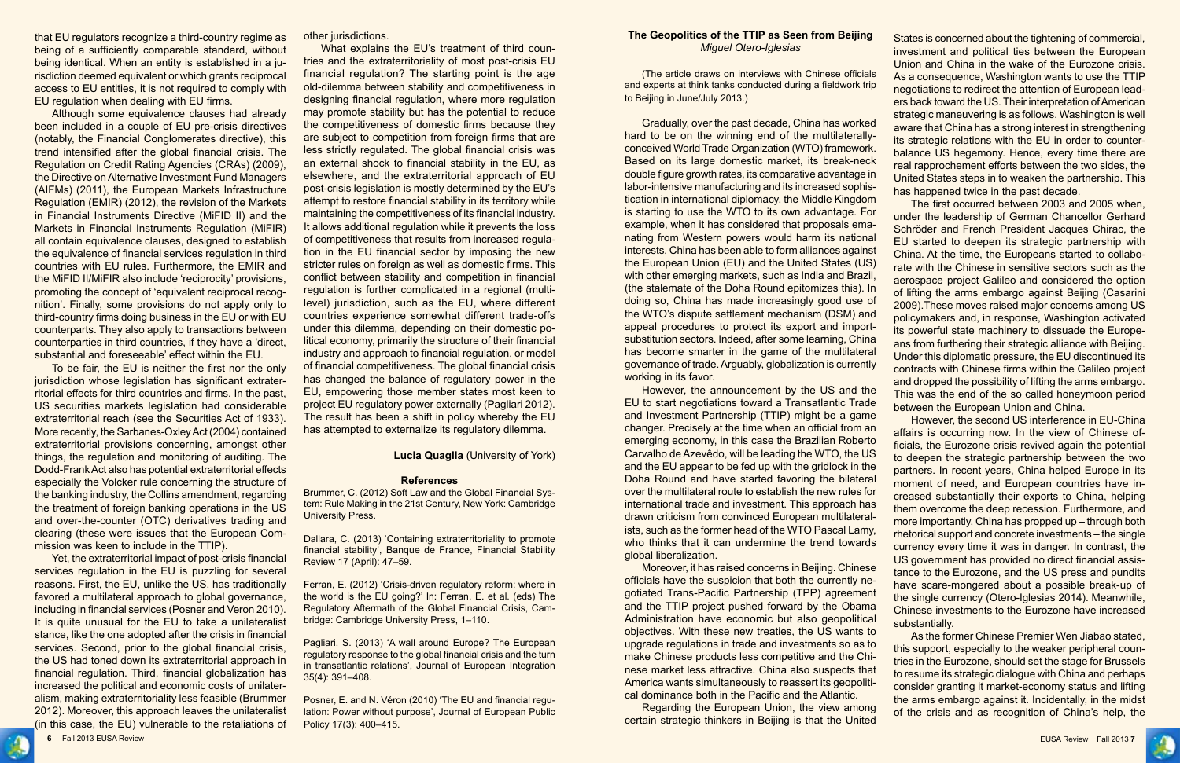that EU regulators recognize a third-country regime as being of a sufficiently comparable standard, without being identical. When an entity is established in a jurisdiction deemed equivalent or which grants reciprocal access to EU entities, it is not required to comply with EU regulation when dealing with EU firms.

Although some equivalence clauses had already been included in a couple of EU pre-crisis directives (notably, the Financial Conglomerates directive), this trend intensified after the global financial crisis. The Regulation on Credit Rating Agencies (CRAs) (2009), the Directive on Alternative Investment Fund Managers (AIFMs) (2011), the European Markets Infrastructure Regulation (EMIR) (2012), the revision of the Markets in Financial Instruments Directive (MiFID II) and the Markets in Financial Instruments Regulation (MiFIR) all contain equivalence clauses, designed to establish the equivalence of financial services regulation in third countries with EU rules. Furthermore, the EMIR and the MiFID II/MiFIR also include 'reciprocity' provisions, promoting the concept of 'equivalent reciprocal recognition'. Finally, some provisions do not apply only to third-country firms doing business in the EU or with EU counterparts. They also apply to transactions between counterparties in third countries, if they have a 'direct, substantial and foreseeable' effect within the EU.

To be fair, the EU is neither the first nor the only jurisdiction whose legislation has significant extraterritorial effects for third countries and firms. In the past, US securities markets legislation had considerable extraterritorial reach (see the Securities Act of 1933). More recently, the Sarbanes-Oxley Act (2004) contained extraterritorial provisions concerning, amongst other things, the regulation and monitoring of auditing. The Dodd-Frank Act also has potential extraterritorial effects especially the Volcker rule concerning the structure of the banking industry, the Collins amendment, regarding the treatment of foreign banking operations in the US and over-the-counter (OTC) derivatives trading and clearing (these were issues that the European Commission was keen to include in the TTIP).

Yet, the extraterritorial impact of post-crisis financial services regulation in the EU is puzzling for several reasons. First, the EU, unlike the US, has traditionally favored a multilateral approach to global governance, including in financial services (Posner and Veron 2010). It is quite unusual for the EU to take a unilateralist stance, like the one adopted after the crisis in financial services. Second, prior to the global financial crisis, the US had toned down its extraterritorial approach in financial regulation. Third, financial globalization has increased the political and economic costs of unilateralism, making extraterritoriality less feasible (Brummer 2012). Moreover, this approach leaves the unilateralist (in this case, the EU) vulnerable to the retaliations of other jurisdictions.

What explains the EU's treatment of third countries and the extraterritoriality of most post-crisis EU financial regulation? The starting point is the age old-dilemma between stability and competitiveness in designing financial regulation, where more regulation may promote stability but has the potential to reduce the competitiveness of domestic firms because they are subject to competition from foreign firms that are less strictly regulated. The global financial crisis was an external shock to financial stability in the EU, as elsewhere, and the extraterritorial approach of EU post-crisis legislation is mostly determined by the EU's attempt to restore financial stability in its territory while maintaining the competitiveness of its financial industry. It allows additional regulation while it prevents the loss of competitiveness that results from increased regulation in the EU financial sector by imposing the new stricter rules on foreign as well as domestic firms. This conflict between stability and competition in financial regulation is further complicated in a regional (multi-level) jurisdiction, such as the EU, where different countries experience somewhat different trade-offs under this dilemma, depending on their domestic political economy, primarily the structure of their financial industry and approach to financial regulation, or model of financial competitiveness. The global financial crisis has changed the balance of regulatory power in the EU, empowering those member states most keen to project EU regulatory power externally (Pagliari 2012). The result has been a shift in policy whereby the EU has attempted to externalize its regulatory dilemma.

**Lucia Quaglia** (University of York)

### References

Brummer, C. (2012) Soft Law and the Global Financial System: Rule Making in the 21st Century, New York: Cambridge University Press.

Dallara, C. (2013) 'Containing extraterritoriality to promote financial stability', Banque de France, Financial Stability Review 17 (April): 47–59.

Ferran, E. (2012) 'Crisis-driven regulatory reform: where in the world is the EU going?' In: Ferran, E. et al. (eds) The Regulatory Aftermath of the Global Financial Crisis, Cambridge: Cambridge University Press, 1–110.

Pagliari, S. (2013) 'A wall around Europe? The European regulatory response to the global financial crisis and the turn in transatlantic relations', Journal of European Integration 35(4): 391–408.

Posner, E. and N. Véron (2010) 'The EU and financial regulation: Power without purpose', Journal of European Public Policy 17(3): 400–415.

## The Geopolitics of the TTIP as Seen from Beijing

*Miguel Otero-Iglesias*

(The article draws on interviews with Chinese officials and experts at think tanks conducted during a fieldwork trip to Beijing in June/July 2013.)

Gradually, over the past decade, China has worked hard to be on the winning end of the multilaterally-conceived World Trade Organization (WTO) framework. Based on its large domestic market, its break-neck double figure growth rates, its comparative advantage in labor-intensive manufacturing and its increased sophistication in international diplomacy, the Middle Kingdom is starting to use the WTO to its own advantage. For example, when it has considered that proposals emanating from Western powers would harm its national interests, China has been able to form alliances against the European Union (EU) and the United States (US) with other emerging markets, such as India and Brazil, (the stalemate of the Doha Round epitomizes this). In doing so, China has made increasingly good use of the WTO's dispute settlement mechanism (DSM) and appeal procedures to protect its export and import-substitution sectors. Indeed, after some learning, China has become smarter in the game of the multilateral governance of trade. Arguably, globalization is currently working in its favor.

However, the announcement by the US and the EU to start negotiations toward a Transatlantic Trade and Investment Partnership (TTIP) might be a game changer. Precisely at the time when an official from an emerging economy, in this case the Brazilian Roberto Carvalho de Azevêdo, will be leading the WTO, the US and the EU appear to be fed up with the gridlock in the Doha Round and have started favoring the bilateral over the multilateral route to establish the new rules for international trade and investment. This approach has drawn criticism from convinced European multilateralists, such as the former head of the WTO Pascal Lamy, who thinks that it can undermine the trend towards global liberalization.

Moreover, it has raised concerns in Beijing. Chinese officials have the suspicion that both the currently negotiated Trans-Pacific Partnership (TPP) agreement and the TTIP project pushed forward by the Obama Administration have economic but also geopolitical objectives. With these new treaties, the US wants to upgrade regulations in trade and investments so as to make Chinese products less competitive and the Chinese market less attractive. China also suspects that America wants simultaneously to reassert its geopolitical dominance both in the Pacific and the Atlantic.

Regarding the European Union, the view among certain strategic thinkers in Beijing is that the United States is concerned about the tightening of commercial, investment and political ties between the European Union and China in the wake of the Eurozone crisis. As a consequence, Washington wants to use the TTIP negotiations to redirect the attention of European leaders back toward the US. Their interpretation of American strategic maneuvering is as follows. Washington is well aware that China has a strong interest in strengthening its strategic relations with the EU in order to counter-balance US hegemony. Hence, every time there are real rapprochement efforts between the two sides, the United States steps in to weaken the partnership. This has happened twice in the past decade.

The first occurred between 2003 and 2005 when, under the leadership of German Chancellor Gerhard Schröder and French President Jacques Chirac, the EU started to deepen its strategic partnership with China. At the time, the Europeans started to collaborate with the Chinese in sensitive sectors such as the aerospace project Galileo and considered the option of lifting the arms embargo against Beijing (Casarini 2009).These moves raised major concerns among US policymakers and, in response, Washington activated its powerful state machinery to dissuade the Europeans from furthering their strategic alliance with Beijing. Under this diplomatic pressure, the EU discontinued its contracts with Chinese firms within the Galileo project and dropped the possibility of lifting the arms embargo. This was the end of the so called honeymoon period between the European Union and China.

However, the second US interference in EU-China affairs is occurring now. In the view of Chinese officials, the Eurozone crisis revived again the potential to deepen the strategic partnership between the two partners. In recent years, China helped Europe in its moment of need, and European countries have increased substantially their exports to China, helping them overcome the deep recession. Furthermore, and more importantly, China has propped up – through both rhetorical support and concrete investments – the single currency every time it was in danger. In contrast, the US government has provided no direct financial assistance to the Eurozone, and the US press and pundits have scare-mongered about a possible break-up of the single currency (Otero-Iglesias 2014). Meanwhile, Chinese investments to the Eurozone have increased substantially.

As the former Chinese Premier Wen Jiabao stated, this support, especially to the weaker peripheral countries in the Eurozone, should set the stage for Brussels to resume its strategic dialogue with China and perhaps consider granting it market-economy status and lifting the arms embargo against it. Incidentally, in the midst of the crisis and as recognition of China's help, the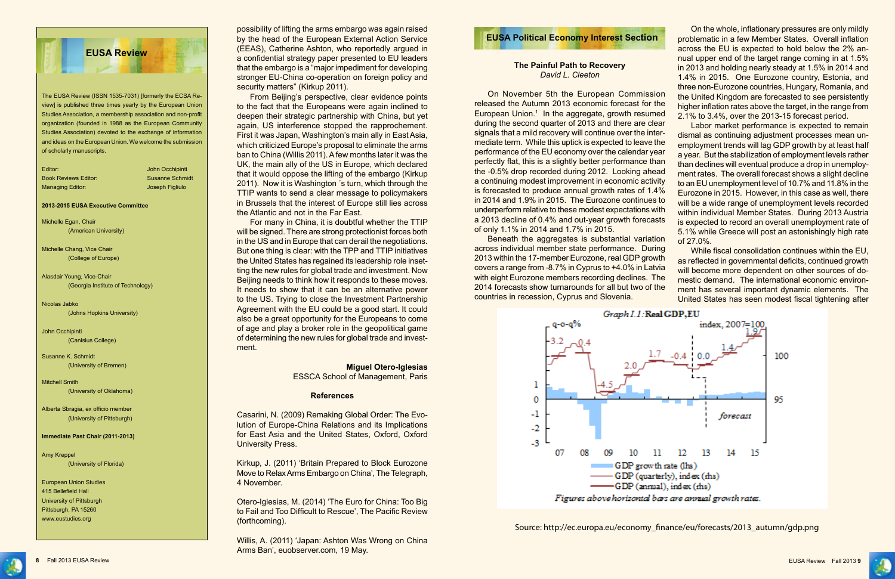## EUSA Review

The EUSA Review (ISSN 1535-7031) [formerly the ECSA Review] is published three times yearly by the European Union Studies Association, a membership association and non-profit organization (founded in 1988 as the European Community Studies Association) devoted to the exchange of information and ideas on the European Union. We welcome the submission of scholarly manuscripts.

Editor: John Occhipinti
Book Reviews Editor: Susanne Schmidt
Managing Editor: Joseph Figliulo

**2013-2015 EUSA Executive Committee**

Michelle Egan, Chair
(American University)

Michelle Chang, Vice Chair
(College of Europe)

Alasdair Young, Vice-Chair
(Georgia Institute of Technology)

Nicolas Jabko
(Johns Hopkins University)

John Occhipinti
(Canisius College)

Susanne K. Schmidt
(University of Bremen)

Mitchell Smith
(University of Oklahoma)

Alberta Sbragia, ex officio member
(University of Pittsburgh)

**Immediate Past Chair (2011-2013)**

Amy Kreppel
(University of Florida)

European Union Studies
415 Bellefield Hall
University of Pittsburgh
Pittsburgh, PA 15260
www.eustudies.org

possibility of lifting the arms embargo was again raised by the head of the European External Action Service (EEAS), Catherine Ashton, who reportedly argued in a confidential strategy paper presented to EU leaders that the embargo is a "major impediment for developing stronger EU-China co-operation on foreign policy and security matters" (Kirkup 2011).

From Beijing's perspective, clear evidence points to the fact that the Europeans were again inclined to deepen their strategic partnership with China, but yet again, US interference stopped the rapprochement. First it was Japan, Washington's main ally in East Asia, which criticized Europe's proposal to eliminate the arms ban to China (Willis 2011). A few months later it was the UK, the main ally of the US in Europe, which declared that it would oppose the lifting of the embargo (Kirkup 2011). Now it is Washington ´s turn, which through the TTIP wants to send a clear message to policymakers in Brussels that the interest of Europe still lies across the Atlantic and not in the Far East.

For many in China, it is doubtful whether the TTIP will be signed. There are strong protectionist forces both in the US and in Europe that can derail the negotiations. But one thing is clear: with the TPP and TTIP initiatives the United States has regained its leadership role insetting the new rules for global trade and investment. Now Beijing needs to think how it responds to these moves. It needs to show that it can be an alternative power to the US. Trying to close the Investment Partnership Agreement with the EU could be a good start. It could also be a great opportunity for the Europeans to come of age and play a broker role in the geopolitical game of determining the new rules for global trade and investment.

**Miguel Otero-Iglesias**
ESSCA School of Management, Paris

**References**

Casarini, N. (2009) Remaking Global Order: The Evolution of Europe-China Relations and its Implications for East Asia and the United States, Oxford, Oxford University Press.

Kirkup, J. (2011) 'Britain Prepared to Block Eurozone Move to Relax Arms Embargo on China', The Telegraph, 4 November.

Otero-Iglesias, M. (2014) 'The Euro for China: Too Big to Fail and Too Difficult to Rescue', The Pacific Review (forthcoming).

Willis, A. (2011) 'Japan: Ashton Was Wrong on China Arms Ban', euobserver.com, 19 May.

## EUSA Political Economy Interest Section

### The Painful Path to Recovery

*David L. Cleeton*

On November 5th the European Commission released the Autumn 2013 economic forecast for the European Union.[1] In the aggregate, growth resumed during the second quarter of 2013 and there are clear signals that a mild recovery will continue over the intermediate term. While this uptick is expected to leave the performance of the EU economy over the calendar year perfectly flat, this is a slightly better performance than the -0.5% drop recorded during 2012. Looking ahead a continuing modest improvement in economic activity is forecasted to produce annual growth rates of 1.4% in 2014 and 1.9% in 2015. The Eurozone continues to underperform relative to these modest expectations with a 2013 decline of 0.4% and out-year growth forecasts of only 1.1% in 2014 and 1.7% in 2015.

Beneath the aggregates is substantial variation across individual member state performance. During 2013 within the 17-member Eurozone, real GDP growth covers a range from -8.7% in Cyprus to +4.0% in Latvia with eight Eurozone members recording declines. The 2014 forecasts show turnarounds for all but two of the countries in recession, Cyprus and Slovenia.

On the whole, inflationary pressures are only mildly problematic in a few Member States. Overall inflation across the EU is expected to hold below the 2% annual upper end of the target range coming in at 1.5% in 2013 and holding nearly steady at 1.5% in 2014 and 1.4% in 2015. One Eurozone country, Estonia, and three non-Eurozone countries, Hungary, Romania, and the United Kingdom are forecasted to see persistently higher inflation rates above the target, in the range from 2.1% to 3.4%, over the 2013-15 forecast period.

Labor market performance is expected to remain dismal as continuing adjustment processes mean unemployment trends will lag GDP growth by at least half a year. But the stabilization of employment levels rather than declines will eventual produce a drop in unemployment rates. The overall forecast shows a slight decline to an EU unemployment level of 10.7% and 11.8% in the Eurozone in 2015. However, in this case as well, there will be a wide range of unemployment levels recorded within individual Member States. During 2013 Austria is expected to record an overall unemployment rate of 5.1% while Greece will post an astonishingly high rate of 27.0%.

While fiscal consolidation continues within the EU, as reflected in governmental deficits, continued growth will become more dependent on other sources of domestic demand. The international economic environment has several important dynamic elements. The United States has seen modest fiscal tightening after

*Graph I.1: Real GDP, EU*

Figures above horizontal bars are annual growth rates.

Source: http://ec.europa.eu/economy_finance/eu/forecasts/2013_autumn/gdp.png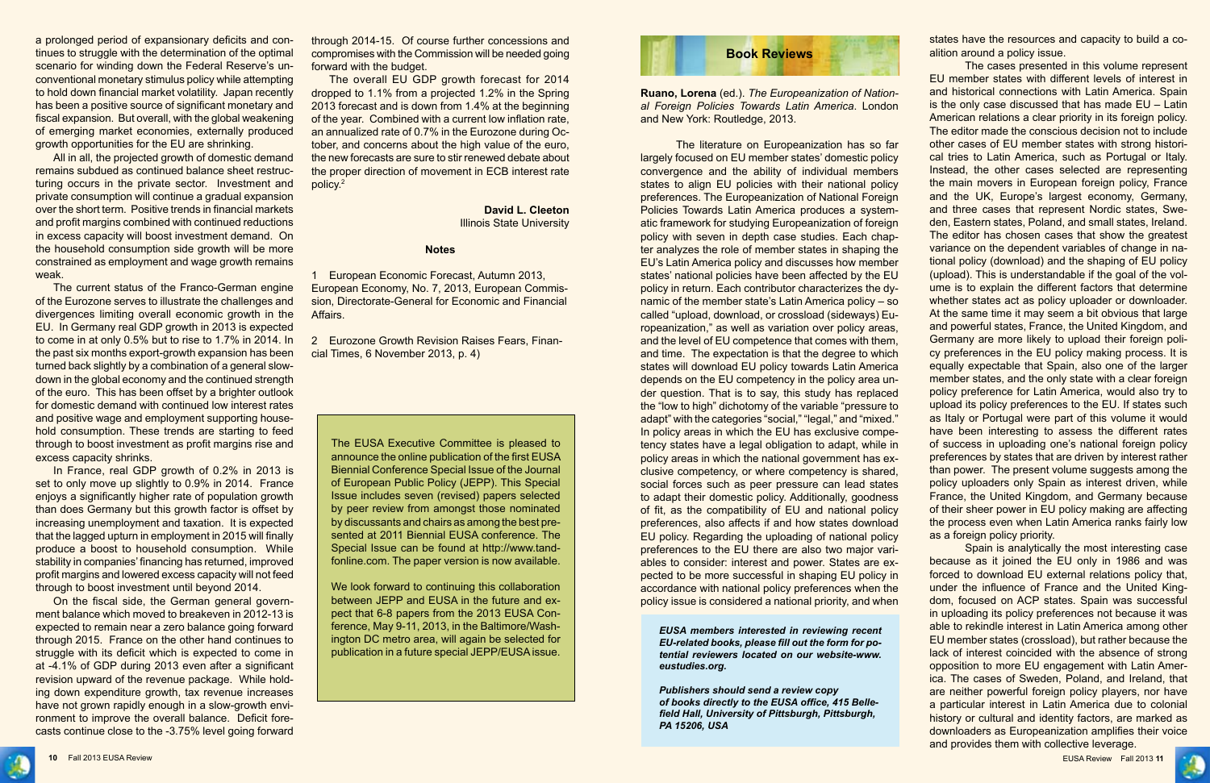a prolonged period of expansionary deficits and continues to struggle with the determination of the optimal scenario for winding down the Federal Reserve's unconventional monetary stimulus policy while attempting to hold down financial market volatility. Japan recently has been a positive source of significant monetary and fiscal expansion. But overall, with the global weakening of emerging market economies, externally produced growth opportunities for the EU are shrinking.

All in all, the projected growth of domestic demand remains subdued as continued balance sheet restructuring occurs in the private sector. Investment and private consumption will continue a gradual expansion over the short term. Positive trends in financial markets and profit margins combined with continued reductions in excess capacity will boost investment demand. On the household consumption side growth will be more constrained as employment and wage growth remains weak.

The current status of the Franco-German engine of the Eurozone serves to illustrate the challenges and divergences limiting overall economic growth in the EU. In Germany real GDP growth in 2013 is expected to come in at only 0.5% but to rise to 1.7% in 2014. In the past six months export-growth expansion has been turned back slightly by a combination of a general slowdown in the global economy and the continued strength of the euro. This has been offset by a brighter outlook for domestic demand with continued low interest rates and positive wage and employment supporting household consumption. These trends are starting to feed through to boost investment as profit margins rise and excess capacity shrinks.

In France, real GDP growth of 0.2% in 2013 is set to only move up slightly to 0.9% in 2014. France enjoys a significantly higher rate of population growth than does Germany but this growth factor is offset by increasing unemployment and taxation. It is expected that the lagged upturn in employment in 2015 will finally produce a boost to household consumption. While stability in companies' financing has returned, improved profit margins and lowered excess capacity will not feed through to boost investment until beyond 2014.

On the fiscal side, the German general government balance which moved to breakeven in 2012-13 is expected to remain near a zero balance going forward through 2015. France on the other hand continues to struggle with its deficit which is expected to come in at -4.1% of GDP during 2013 even after a significant revision upward of the revenue package. While holding down expenditure growth, tax revenue increases have not grown rapidly enough in a slow-growth environment to improve the overall balance. Deficit forecasts continue close to the -3.75% level going forward through 2014-15. Of course further concessions and compromises with the Commission will be needed going forward with the budget.

The overall EU GDP growth forecast for 2014 dropped to 1.1% from a projected 1.2% in the Spring 2013 forecast and is down from 1.4% at the beginning of the year. Combined with a current low inflation rate, an annualized rate of 0.7% in the Eurozone during October, and concerns about the high value of the euro, the new forecasts are sure to stir renewed debate about the proper direction of movement in ECB interest rate policy.[2]

**David L. Cleeton**
Illinois State University

### Notes

1 European Economic Forecast, Autumn 2013, European Economy, No. 7, 2013, European Commission, Directorate-General for Economic and Financial Affairs.

2 Eurozone Growth Revision Raises Fears, Financial Times, 6 November 2013, p. 4)

---

The EUSA Executive Committee is pleased to announce the online publication of the first EUSA Biennial Conference Special Issue of the Journal of European Public Policy (JEPP). This Special Issue includes seven (revised) papers selected by peer review from amongst those nominated by discussants and chairs as among the best presented at 2011 Biennial EUSA conference. The Special Issue can be found at http://www.tandfonline.com. The paper version is now available.

We look forward to continuing this collaboration between JEPP and EUSA in the future and expect that 6-8 papers from the 2013 EUSA Conference, May 9-11, 2013, in the Baltimore/Washington DC metro area, will again be selected for publication in a future special JEPP/EUSA issue.

---

## Book Reviews

**Ruano, Lorena** (ed.). *The Europeanization of National Foreign Policies Towards Latin America*. London and New York: Routledge, 2013.

The literature on Europeanization has so far largely focused on EU member states' domestic policy convergence and the ability of individual members states to align EU policies with their national policy preferences. The Europeanization of National Foreign Policies Towards Latin America produces a systematic framework for studying Europeanization of foreign policy with seven in depth case studies. Each chapter analyzes the role of member states in shaping the EU's Latin America policy and discusses how member states' national policies have been affected by the EU policy in return. Each contributor characterizes the dynamic of the member state's Latin America policy – so called "upload, download, or crossload (sideways) Europeanization," as well as variation over policy areas, and the level of EU competence that comes with them, and time. The expectation is that the degree to which states will download EU policy towards Latin America depends on the EU competency in the policy area under question. That is to say, this study has replaced the "low to high" dichotomy of the variable "pressure to adapt" with the categories "social," "legal," and "mixed." In policy areas in which the EU has exclusive competency states have a legal obligation to adapt, while in policy areas in which the national government has exclusive competency, or where competency is shared, social forces such as peer pressure can lead states to adapt their domestic policy. Additionally, goodness of fit, as the compatibility of EU and national policy preferences, also affects if and how states download EU policy. Regarding the uploading of national policy preferences to the EU there are also two major variables to consider: interest and power. States are expected to be more successful in shaping EU policy in accordance with national policy preferences when the policy issue is considered a national priority, and when states have the resources and capacity to build a coalition around a policy issue.

*__EUSA members interested in reviewing recent EU-related books, please fill out the form for potential reviewers located on our website-www.eustudies.org.__*

*__Publishers should send a review copy of books directly to the EUSA office, 415 Bellefield Hall, University of Pittsburgh, Pittsburgh, PA 15206, USA__*

The cases presented in this volume represent EU member states with different levels of interest in and historical connections with Latin America. Spain is the only case discussed that has made EU – Latin American relations a clear priority in its foreign policy. The editor made the conscious decision not to include other cases of EU member states with strong historical tries to Latin America, such as Portugal or Italy. Instead, the other cases selected are representing the main movers in European foreign policy, France and the UK, Europe's largest economy, Germany, and three cases that represent Nordic states, Sweden, Eastern states, Poland, and small states, Ireland. The editor has chosen cases that show the greatest variance on the dependent variables of change in national policy (download) and the shaping of EU policy (upload). This is understandable if the goal of the volume is to explain the different factors that determine whether states act as policy uploader or downloader. At the same time it may seem a bit obvious that large and powerful states, France, the United Kingdom, and Germany are more likely to upload their foreign policy preferences in the EU policy making process. It is equally expectable that Spain, also one of the larger member states, and the only state with a clear foreign policy preference for Latin America, would also try to upload its policy preferences to the EU. If states such as Italy or Portugal were part of this volume it would have been interesting to assess the different rates of success in uploading one's national foreign policy preferences by states that are driven by interest rather than power. The present volume suggests among the policy uploaders only Spain as interest driven, while France, the United Kingdom, and Germany because of their sheer power in EU policy making are affecting the process even when Latin America ranks fairly low as a foreign policy priority.

Spain is analytically the most interesting case because as it joined the EU only in 1986 and was forced to download EU external relations policy that, under the influence of France and the United Kingdom, focused on ACP states. Spain was successful in uploading its policy preferences not because it was able to rekindle interest in Latin America among other EU member states (crossload), but rather because the lack of interest coincided with the absence of strong opposition to more EU engagement with Latin America. The cases of Sweden, Poland, and Ireland, that are neither powerful foreign policy players, nor have a particular interest in Latin America due to colonial history or cultural and identity factors, are marked as downloaders as Europeanization amplifies their voice and provides them with collective leverage.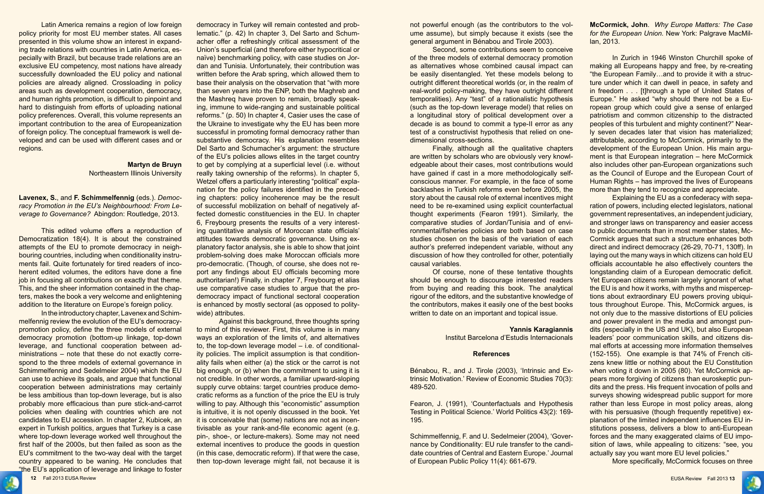Latin America remains a region of low foreign policy priority for most EU member states. All cases presented in this volume show an interest in expanding trade relations with countries in Latin America, especially with Brazil, but because trade relations are an exclusive EU competency, most nations have already successfully downloaded the EU policy and national policies are already aligned. Crossloading in policy areas such as development cooperation, democracy, and human rights promotion, is difficult to pinpoint and hard to distinguish from efforts of uploading national policy preferences. Overall, this volume represents an important contribution to the area of Europeanization of foreign policy. The conceptual framework is well developed and can be used with different cases and or regions.

**Martyn de Bruyn**
Northeastern Illinois University

**Lavenex, S.**, and **F. Schimmelfennig** (eds.). *Democracy Promotion in the EU's Neighbourhood: From Leverage to Governance?* Abingdon: Routledge, 2013.

This edited volume offers a reproduction of Democratization 18(4). It is about the constrained attempts of the EU to promote democracy in neighbouring countries, including when conditionality instruments fail. Quite fortunately for tired readers of incoherent edited volumes, the editors have done a fine job in focusing all contributions on exactly that theme. This, and the sheer information contained in the chapters, makes the book a very welcome and enlightening addition to the literature on Europe's foreign policy.

In the introductory chapter, Lavenex and Schimmelfennig review the evolution of the EU's democracy-promotion policy, define the three models of external democracy promotion (bottom-up linkage, top-down leverage, and functional cooperation between administrations – note that these do not exactly correspond to the three models of external governance in Schimmelfennig and Sedelmeier 2004) which the EU can use to achieve its goals, and argue that functional cooperation between administrations may certainly be less ambitious than top-down leverage, but is also probably more efficacious than pure stick-and-carrot policies when dealing with countries which are not candidates to EU accession. In chapter 2, Kubicek, an expert in Turkish politics, argues that Turkey is a case where top-down leverage worked well throughout the first half of the 2000s, but then failed as soon as the EU's commitment to the two-way deal with the target country appeared to be waning. He concludes that "the EU's application of leverage and linkage to foster democracy in Turkey will remain contested and problematic." (p. 42) In chapter 3, Del Sarto and Schumacher offer a refreshingly critical assessment of the Union's superficial (and therefore either hypocritical or naïve) benchmarking policy, with case studies on Jordan and Tunisia. Unfortunately, their contribution was written before the Arab spring, which allowed them to base their analysis on the observation that "with more than seven years into the ENP, both the Maghreb and the Mashreq have proven to remain, broadly speaking, immune to wide-ranging and sustainable political reforms." (p. 50) In chapter 4, Casier uses the case of the Ukraine to investigate why the EU has been more successful in promoting formal democracy rather than substantive democracy. His explanation resembles Del Sarto and Schumacher's argument: the structure of the EU's policies allows elites in the target country to get by complying at a superficial level (i.e. without really taking ownership of the reforms). In chapter 5, Wetzel offers a particularly interesting "political" explanation for the policy failures identified in the preceding chapters: policy incoherence may be the result of successful mobilization on behalf of negatively affected domestic constituencies in the EU. In chapter 6, Freybourg presents the results of a very interesting quantitative analysis of Moroccan state officials' attitudes towards democratic governance. Using explanatory factor analysis, she is able to show that joint problem-solving does make Moroccan officials more pro-democratic. (Though, of course, she does not report any findings about EU officials becoming more authoritarian!) Finally, in chapter 7, Freybourg et alias use comparative case studies to argue that the pro-democracy impact of functional sectoral cooperation is enhanced by mostly sectoral (as opposed to polity-wide) attributes.

Against this background, three thoughts spring to mind of this reviewer. First, this volume is in many ways an exploration of the limits of, and alternatives to, the top-down leverage model – i.e. of conditionality policies. The implicit assumption is that conditionality fails when either (a) the stick or the carrot is not big enough, or (b) when the commitment to using it is not credible. In other words, a familiar upward-sloping supply curve obtains: target countries produce democratic reforms as a function of the price the EU is truly willing to pay. Although this "economistic" assumption is intuitive, it is not openly discussed in the book. Yet it is conceivable that (some) nations are not as incentivisable as your rank-and-file economic agent (e.g. pin-, shoe-, or lecture-makers). Some may not need external incentives to produce the goods in question (in this case, democratic reform). If that were the case, then top-down leverage might fail, not because it is not powerful enough (as the contributors to the volume assume), but simply because it exists (see the general argument in Bénabou and Tirole 2003).

Second, some contributions seem to conceive of the three models of external democracy promotion as alternatives whose combined causal impact can be easily disentangled. Yet these models belong to outright different theoretical worlds (or, in the realm of real-world policy-making, they have outright different temporalities). Any "test" of a rationalistic hypothesis (such as the top-down leverage model) that relies on a longitudinal story of political development over a decade is as bound to commit a type-II error as any test of a constructivist hypothesis that relied on one-dimensional cross-sections.

Finally, although all the qualitative chapters are written by scholars who are obviously very knowledgeable about their cases, most contributions would have gained if cast in a more methodologically self-conscious manner. For example, in the face of some backlashes in Turkish reforms even before 2005, the story about the causal role of external incentives might need to be re-examined using explicit counterfactual thought experiments (Fearon 1991). Similarly, the comparative studies of Jordan/Tunisia and of environmental/fisheries policies are both based on case studies chosen on the basis of the variation of each author's preferred independent variable, without any discussion of how they controlled for other, potentially causal variables.

Of course, none of these tentative thoughts should be enough to discourage interested readers from buying and reading this book. The analytical rigour of the editors, and the substantive knowledge of the contributors, makes it easily one of the best books written to date on an important and topical issue.

**Yannis Karagiannis**
Institut Barcelona d'Estudis Internacionals

### References

Bénabou, R., and J. Tirole (2003), 'Intrinsic and Extrinsic Motivation.' Review of Economic Studies 70(3): 489-520.

Fearon, J. (1991), 'Counterfactuals and Hypothesis Testing in Political Science.' World Politics 43(2): 169-195.

Schimmelfennig, F. and U. Sedelmeier (2004), 'Governance by Conditionality: EU rule transfer to the candidate countries of Central and Eastern Europe.' Journal of European Public Policy 11(4): 661-679.

**McCormick, John**. *Why Europe Matters: The Case for the European Union.* New York: Palgrave MacMillan, 2013.

In Zurich in 1946 Winston Churchill spoke of making all Europeans happy and free, by re-creating "the European Family…and to provide it with a structure under which it can dwell in peace, in safety and in freedom . . . [t]hrough a type of United States of Europe." He asked "why should there not be a European group which could give a sense of enlarged patriotism and common citizenship to the distracted peoples of this turbulent and mighty continent?" Nearly seven decades later that vision has materialized; attributable, according to McCormick, primarily to the development of the European Union. His main argument is that European integration – here McCormick also includes other pan-European organizations such as the Council of Europe and the European Court of Human Rights – has improved the lives of Europeans more than they tend to recognize and appreciate.

Explaining the EU as a confederacy with separation of powers, including elected legislators, national government representatives, an independent judiciary, and stronger laws on transparency and easier access to public documents than in most member states, McCormick argues that such a structure enhances both direct and indirect democracy (26-29, 70-71, 130ff). In laying out the many ways in which citizens can hold EU officials accountable he also effectively counters the longstanding claim of a European democratic deficit. Yet European citizens remain largely ignorant of what the EU is and how it works, with myths and misperceptions about extraordinary EU powers proving ubiquitous throughout Europe. This, McCormick argues, is not only due to the massive distortions of EU policies and power prevalent in the media and amongst pundits (especially in the US and UK), but also European leaders' poor communication skills, and citizens dismal efforts at accessing more information themselves (152-155). One example is that 74% of French citizens knew little or nothing about the EU Constitution when voting it down in 2005 (80). Yet McCormick appears more forgiving of citizens than euroskeptic pundits and the press. His frequent invocation of polls and surveys showing widespread public support for more rather than less Europe in most policy areas, along with his persuasive (though frequently repetitive) explanation of the limited independent influences EU institutions possess, delivers a blow to anti-European forces and the many exaggerated claims of EU imposition of laws, while appealing to citizens: "see, you actually say you want more EU level policies."

More specifically, McCormick focuses on three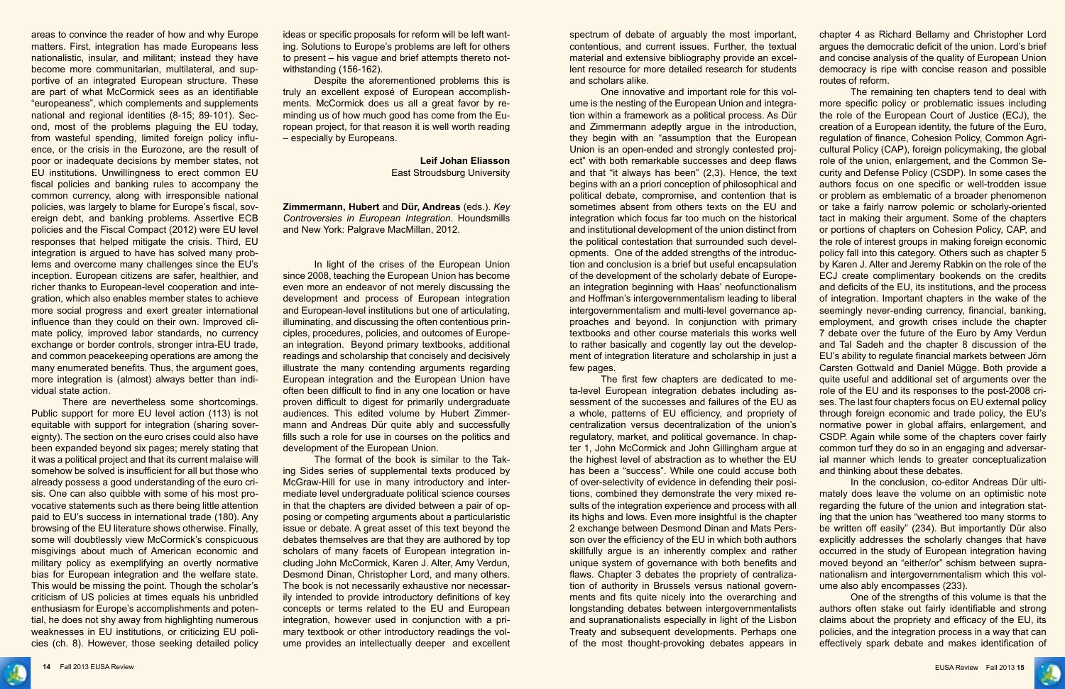areas to convince the reader of how and why Europe matters. First, integration has made Europeans less nationalistic, insular, and militant; instead they have become more communitarian, multilateral, and supportive of an integrated European structure. These are part of what McCormick sees as an identifiable "europeaneness", which complements and supplements national and regional identities (8-15; 89-101). Second, most of the problems plaguing the EU today, from wasteful spending, limited foreign policy influence, or the crisis in the Eurozone, are the result of poor or inadequate decisions by member states, not EU institutions. Unwillingness to erect common EU fiscal policies and banking rules to accompany the common currency, along with irresponsible national policies, was largely to blame for Europe's fiscal, sovereign debt, and banking problems. Assertive ECB policies and the Fiscal Compact (2012) were EU level responses that helped mitigate the crisis. Third, EU integration is argued to have solved many problems and overcome many challenges since the EU's inception. European citizens are safer, healthier, and richer thanks to European-level cooperation and integration, which also enables member states to achieve more social progress and exert greater international influence than they could on their own. Improved climate policy, improved labor standards, no currency exchange or border controls, stronger intra-EU trade, and common peacekeeping operations are among the many enumerated benefits. Thus, the argument goes, more integration is (almost) always better than individual state action.

There are nevertheless some shortcomings. Public support for more EU level action (113) is not equitable with support for integration (sharing sovereignty). The section on the euro crises could also have been expanded beyond six pages; merely stating that it was a political project and that its current malaise will somehow be solved is insufficient for all but those who already possess a good understanding of the euro crisis. One can also quibble with some of his most provocative statements such as there being little attention paid to EU's success in international trade (180). Any browsing of the EU literature shows otherwise. Finally, some will doubtlessly view McCormick's conspicuous misgivings about much of American economic and military policy as exemplifying an overtly normative bias for European integration and the welfare state. This would be missing the point. Though the scholar's criticism of US policies at times equals his unbridled enthusiasm for Europe's accomplishments and potential, he does not shy away from highlighting numerous weaknesses in EU institutions, or criticizing EU policies (ch. 8). However, those seeking detailed policy ideas or specific proposals for reform will be left wanting. Solutions to Europe's problems are left for others to present – his vague and brief attempts thereto notwithstanding (156-162).

Despite the aforementioned problems this is truly an excellent exposé of European accomplishments. McCormick does us all a great favor by reminding us of how much good has come from the European project, for that reason it is well worth reading – especially by Europeans.

**Leif Johan Eliasson**
East Stroudsburg University

**Zimmermann, Hubert** and **Dür, Andreas** (eds.). *Key Controversies in European Integration.* Houndsmills and New York: Palgrave MacMillan, 2012.

In light of the crises of the European Union since 2008, teaching the European Union has become even more an endeavor of not merely discussing the development and process of European integration and European-level institutions but one of articulating, illuminating, and discussing the often contentious principles, procedures, policies, and outcomes of European integration. Beyond primary textbooks, additional readings and scholarship that concisely and decisively illustrate the many contending arguments regarding European integration and the European Union have often been difficult to find in any one location or have proven difficult to digest for primarily undergraduate audiences. This edited volume by Hubert Zimmermann and Andreas Dür quite ably and successfully fills such a role for use in courses on the politics and development of the European Union.

The format of the book is similar to the Taking Sides series of supplemental texts produced by McGraw-Hill for use in many introductory and intermediate level undergraduate political science courses in that the chapters are divided between a pair of opposing or competing arguments about a particularistic issue or debate. A great asset of this text beyond the debates themselves are that they are authored by top scholars of many facets of European integration including John McCormick, Karen J. Alter, Amy Verdun, Desmond Dinan, Christopher Lord, and many others. The book is not necessarily exhaustive nor necessarily intended to provide introductory definitions of key concepts or terms related to the EU and European integration, however used in conjunction with a primary textbook or other introductory readings the volume provides an intellectually deeper and excellent spectrum of debate of arguably the most important, contentious, and current issues. Further, the textual material and extensive bibliography provide an excellent resource for more detailed research for students and scholars alike.

One innovative and important role for this volume is the nesting of the European Union and integration within a framework as a political process. As Dür and Zimmermann adeptly argue in the introduction, they begin with an "assumption that the European Union is an open-ended and strongly contested project" with both remarkable successes and deep flaws and that "it always has been" (2,3). Hence, the text begins with an a priori conception of philosophical and political debate, compromise, and contention that is sometimes absent from others texts on the EU and integration which focus far too much on the historical and institutional development of the union distinct from the political contestation that surrounded such developments. One of the added strengths of the introduction and conclusion is a brief but useful encapsulation of the development of the scholarly debate of European integration beginning with Haas' neofunctionalism and Hoffman's intergovernmentalism leading to liberal intergovernmentalism and multi-level governance approaches and beyond. In conjunction with primary textbooks and other course materials this works well to rather basically and cogently lay out the development of integration literature and scholarship in just a few pages.

The first few chapters are dedicated to meta-level European integration debates including assessment of the successes and failures of the EU as a whole, patterns of EU efficiency, and propriety of centralization versus decentralization of the union's regulatory, market, and political governance. In chapter 1, John McCormick and John Gillingham argue at the highest level of abstraction as to whether the EU has been a "success". While one could accuse both of over-selectivity of evidence in defending their positions, combined they demonstrate the very mixed results of the integration experience and process with all its highs and lows. Even more insightful is the chapter 2 exchange between Desmond Dinan and Mats Persson over the efficiency of the EU in which both authors skillfully argue is an inherently complex and rather unique system of governance with both benefits and flaws. Chapter 3 debates the propriety of centralization of authority in Brussels versus national governments and fits quite nicely into the overarching and longstanding debates between intergovernmentalists and supranationalists especially in light of the Lisbon Treaty and subsequent developments. Perhaps one of the most thought-provoking debates appears in chapter 4 as Richard Bellamy and Christopher Lord argues the democratic deficit of the union. Lord's brief and concise analysis of the quality of European Union democracy is ripe with concise reason and possible routes of reform.

The remaining ten chapters tend to deal with more specific policy or problematic issues including the role of the European Court of Justice (ECJ), the creation of a European identity, the future of the Euro, regulation of finance, Cohesion Policy, Common Agricultural Policy (CAP), foreign policymaking, the global role of the union, enlargement, and the Common Security and Defense Policy (CSDP). In some cases the authors focus on one specific or well-trodden issue or problem as emblematic of a broader phenomenon or take a fairly narrow polemic or scholarly-oriented tact in making their argument. Some of the chapters or portions of chapters on Cohesion Policy, CAP, and the role of interest groups in making foreign economic policy fall into this category. Others such as chapter 5 by Karen J. Alter and Jeremy Rabkin on the role of the ECJ create complimentary bookends on the credits and deficits of the EU, its institutions, and the process of integration. Important chapters in the wake of the seemingly never-ending currency, financial, banking, employment, and growth crises include the chapter 7 debate over the future of the Euro by Amy Verdun and Tal Sadeh and the chapter 8 discussion of the EU's ability to regulate financial markets between Jörn Carsten Gottwald and Daniel Mügge. Both provide a quite useful and additional set of arguments over the role of the EU and its responses to the post-2008 crises. The last four chapters focus on EU external policy through foreign economic and trade policy, the EU's normative power in global affairs, enlargement, and CSDP. Again while some of the chapters cover fairly common turf they do so in an engaging and adversarial manner which lends to greater conceptualization and thinking about these debates.

In the conclusion, co-editor Andreas Dür ultimately does leave the volume on an optimistic note regarding the future of the union and integration stating that the union has "weathered too many storms to be written off easily" (234). But importantly Dür also explicitly addresses the scholarly changes that have occurred in the study of European integration having moved beyond an "either/or" schism between supranationalism and intergovernmentalism which this volume also ably encompasses (233).

One of the strengths of this volume is that the authors often stake out fairly identifiable and strong claims about the propriety and efficacy of the EU, its policies, and the integration process in a way that can effectively spark debate and makes identification of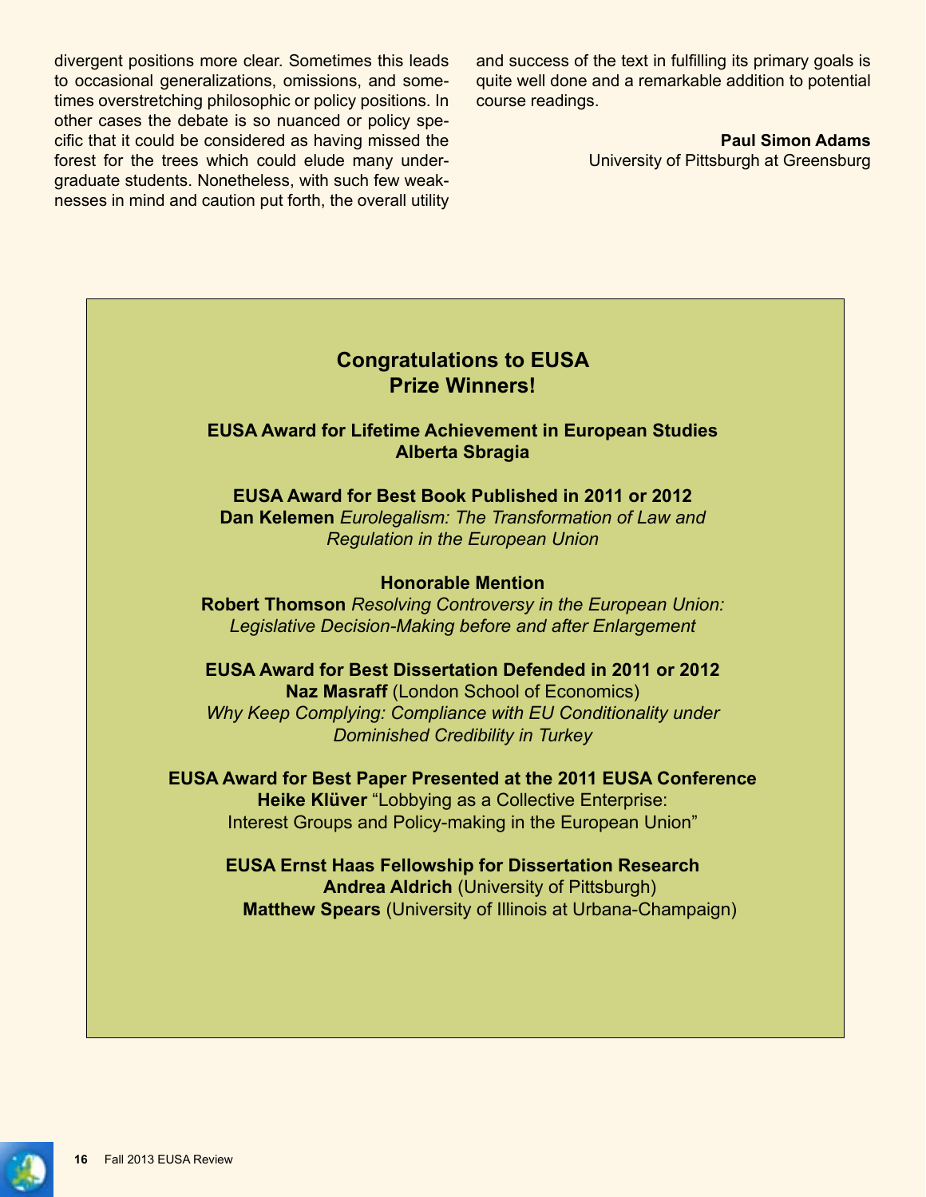divergent positions more clear. Sometimes this leads to occasional generalizations, omissions, and sometimes overstretching philosophic or policy positions. In other cases the debate is so nuanced or policy specific that it could be considered as having missed the forest for the trees which could elude many undergraduate students. Nonetheless, with such few weaknesses in mind and caution put forth, the overall utility and success of the text in fulfilling its primary goals is quite well done and a remarkable addition to potential course readings.

**Paul Simon Adams**
University of Pittsburgh at Greensburg

## Congratulations to EUSA Prize Winners!

**EUSA Award for Lifetime Achievement in European Studies**
**Alberta Sbragia**

**EUSA Award for Best Book Published in 2011 or 2012**
**Dan Kelemen** *Eurolegalism: The Transformation of Law and Regulation in the European Union*

**Honorable Mention**
**Robert Thomson** *Resolving Controversy in the European Union: Legislative Decision-Making before and after Enlargement*

**EUSA Award for Best Dissertation Defended in 2011 or 2012**
**Naz Masraff** (London School of Economics)
*Why Keep Complying: Compliance with EU Conditionality under Dominished Credibility in Turkey*

**EUSA Award for Best Paper Presented at the 2011 EUSA Conference**
**Heike Klüver** "Lobbying as a Collective Enterprise: Interest Groups and Policy-making in the European Union"

**EUSA Ernst Haas Fellowship for Dissertation Research**
**Andrea Aldrich** (University of Pittsburgh)
**Matthew Spears** (University of Illinois at Urbana-Champaign)